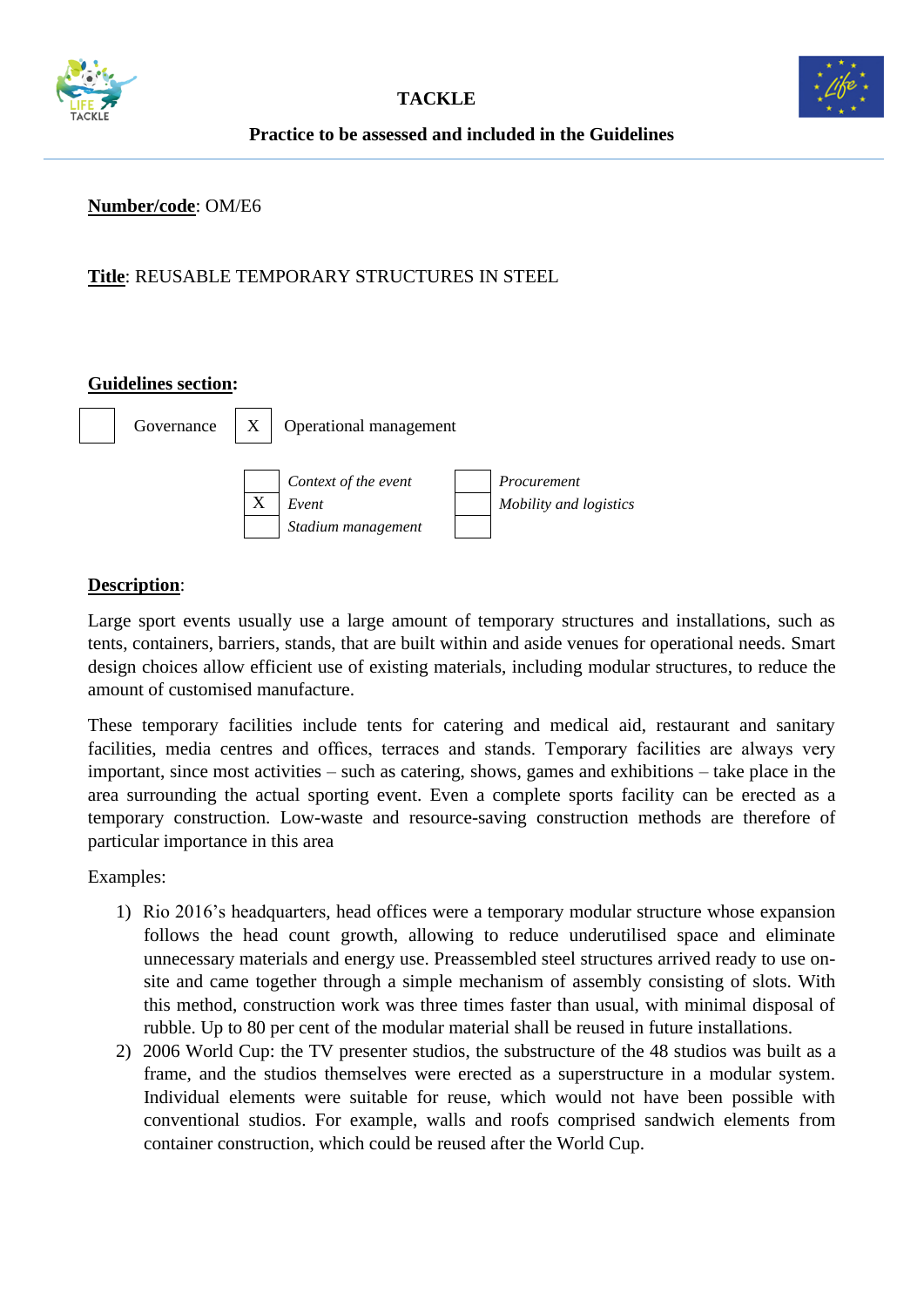# TACKLE

## Practice to be assessed and included in the Guidelines

**Number/code**: OM/E6

**Title**: REUSABLE TEMPORARY STRUCTURES IN STEEL

**Guidelines section**:

| | | | |
|---|---|---|---|
| | Governance | X | Operational management |

| | | | |
|---|---|---|---|
| | *Context of the event* | | *Procurement* |
| X | *Event* | | *Mobility and logistics* |
| | *Stadium management* | | |

**Description**:

Large sport events usually use a large amount of temporary structures and installations, such as tents, containers, barriers, stands, that are built within and aside venues for operational needs. Smart design choices allow efficient use of existing materials, including modular structures, to reduce the amount of customised manufacture.

These temporary facilities include tents for catering and medical aid, restaurant and sanitary facilities, media centres and offices, terraces and stands. Temporary facilities are always very important, since most activities – such as catering, shows, games and exhibitions – take place in the area surrounding the actual sporting event. Even a complete sports facility can be erected as a temporary construction. Low-waste and resource-saving construction methods are therefore of particular importance in this area

Examples:

1) Rio 2016's headquarters, head offices were a temporary modular structure whose expansion follows the head count growth, allowing to reduce underutilised space and eliminate unnecessary materials and energy use. Preassembled steel structures arrived ready to use on-site and came together through a simple mechanism of assembly consisting of slots. With this method, construction work was three times faster than usual, with minimal disposal of rubble. Up to 80 per cent of the modular material shall be reused in future installations.
2) 2006 World Cup: the TV presenter studios, the substructure of the 48 studios was built as a frame, and the studios themselves were erected as a superstructure in a modular system. Individual elements were suitable for reuse, which would not have been possible with conventional studios. For example, walls and roofs comprised sandwich elements from container construction, which could be reused after the World Cup.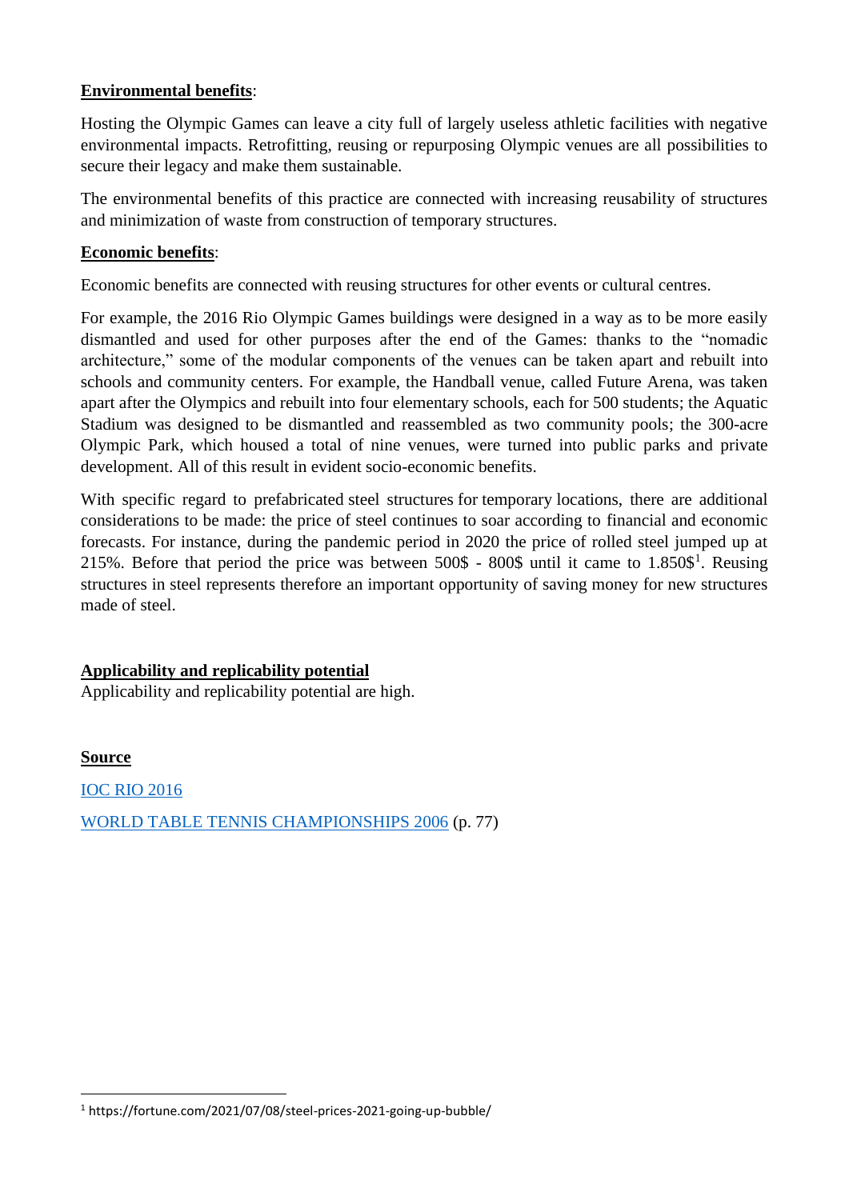**Environmental benefits**:

Hosting the Olympic Games can leave a city full of largely useless athletic facilities with negative environmental impacts. Retrofitting, reusing or repurposing Olympic venues are all possibilities to secure their legacy and make them sustainable.

The environmental benefits of this practice are connected with increasing reusability of structures and minimization of waste from construction of temporary structures.

**Economic benefits**:

Economic benefits are connected with reusing structures for other events or cultural centres.

For example, the 2016 Rio Olympic Games buildings were designed in a way as to be more easily dismantled and used for other purposes after the end of the Games: thanks to the "nomadic architecture," some of the modular components of the venues can be taken apart and rebuilt into schools and community centers. For example, the Handball venue, called Future Arena, was taken apart after the Olympics and rebuilt into four elementary schools, each for 500 students; the Aquatic Stadium was designed to be dismantled and reassembled as two community pools; the 300-acre Olympic Park, which housed a total of nine venues, were turned into public parks and private development. All of this result in evident socio-economic benefits.

With specific regard to prefabricated steel structures for temporary locations, there are additional considerations to be made: the price of steel continues to soar according to financial and economic forecasts. For instance, during the pandemic period in 2020 the price of rolled steel jumped up at 215%. Before that period the price was between 500$ - 800$ until it came to 1.850$[1]. Reusing structures in steel represents therefore an important opportunity of saving money for new structures made of steel.

**Applicability and replicability potential**

Applicability and replicability potential are high.

**Source**

IOC RIO 2016

WORLD TABLE TENNIS CHAMPIONSHIPS 2006 (p. 77)

[1] https://fortune.com/2021/07/08/steel-prices-2021-going-up-bubble/